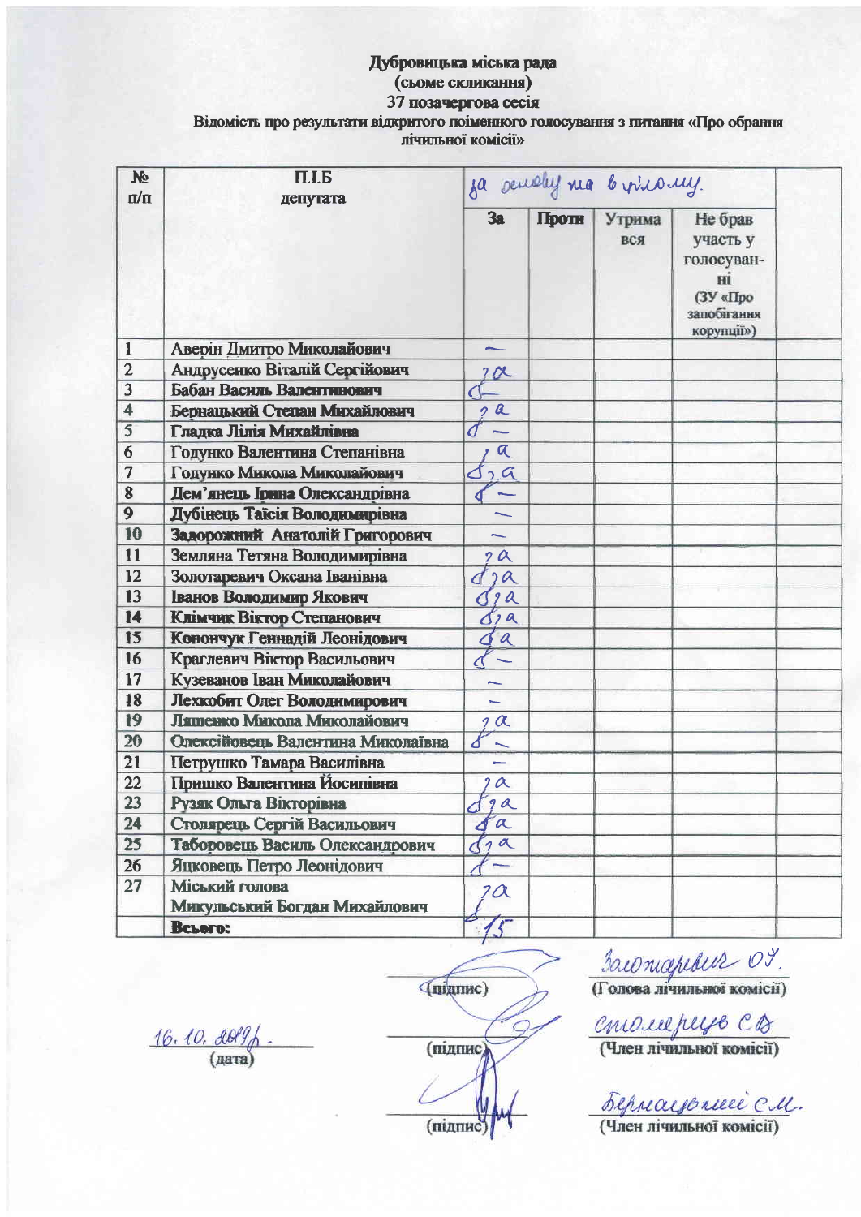Дубровицька міська рада
(сьоме скликання)
37 позачергова сесія
Відомість про результати відкритого поіменного голосування з питання «Про обрання лічильної комісії»

| № п/п | П.І.Б депутата | за основу та в цілому. | | | | |
|---|---|---|---|---|---|---|
| | | За | Проти | Утримався | Не брав участь у голосуванні (ЗУ «Про запобігання корупції») | |
| 1 | Аверін Дмитро Миколайович | — | | | | |
| 2 | Андрусенко Віталій Сергійович | за | | | | |
| 3 | Бабан Василь Валентинович | | | | | |
| 4 | Бернацький Степан Михайлович | за | | | | |
| 5 | Гладка Лілія Михайлівна | — | | | | |
| 6 | Годунко Валентина Степанівна | за | | | | |
| 7 | Годунко Микола Миколайович | за | | | | |
| 8 | Дем'янець Ірина Олександрівна | — | | | | |
| 9 | Дубінець Таїсія Володимирівна | — | | | | |
| 10 | Задорожний Анатолій Григорович | — | | | | |
| 11 | Земляна Тетяна Володимирівна | за | | | | |
| 12 | Золотаревич Оксана Іванівна | за | | | | |
| 13 | Іванов Володимир Якович | за | | | | |
| 14 | Клімчик Віктор Степанович | за | | | | |
| 15 | Конончук Геннадій Леонідович | за | | | | |
| 16 | Краглевич Віктор Васильович | — | | | | |
| 17 | Кузеванов Іван Миколайович | — | | | | |
| 18 | Лехкобит Олег Володимирович | — | | | | |
| 19 | Ляшенко Микола Миколайович | за | | | | |
| 20 | Олексійовець Валентина Миколаївна | — | | | | |
| 21 | Петрушко Тамара Василівна | — | | | | |
| 22 | Пришко Валентина Йосипівна | за | | | | |
| 23 | Рузяк Ольга Вікторівна | за | | | | |
| 24 | Столярець Сергій Васильович | за | | | | |
| 25 | Таборовець Василь Олександрович | за | | | | |
| 26 | Яцковець Петро Леонідович | — | | | | |
| 27 | Міський голова Микульський Богдан Михайлович | за | | | | |
| | **Всього:** | 15 | | | | |

16.10.2019 р.
(дата)

(підпис) Золотаревич О.І.
(Голова лічильної комісії)

(підпис) Столярець С.В.
(Член лічильної комісії)

(підпис) Бернацький С.М.
(Член лічильної комісії)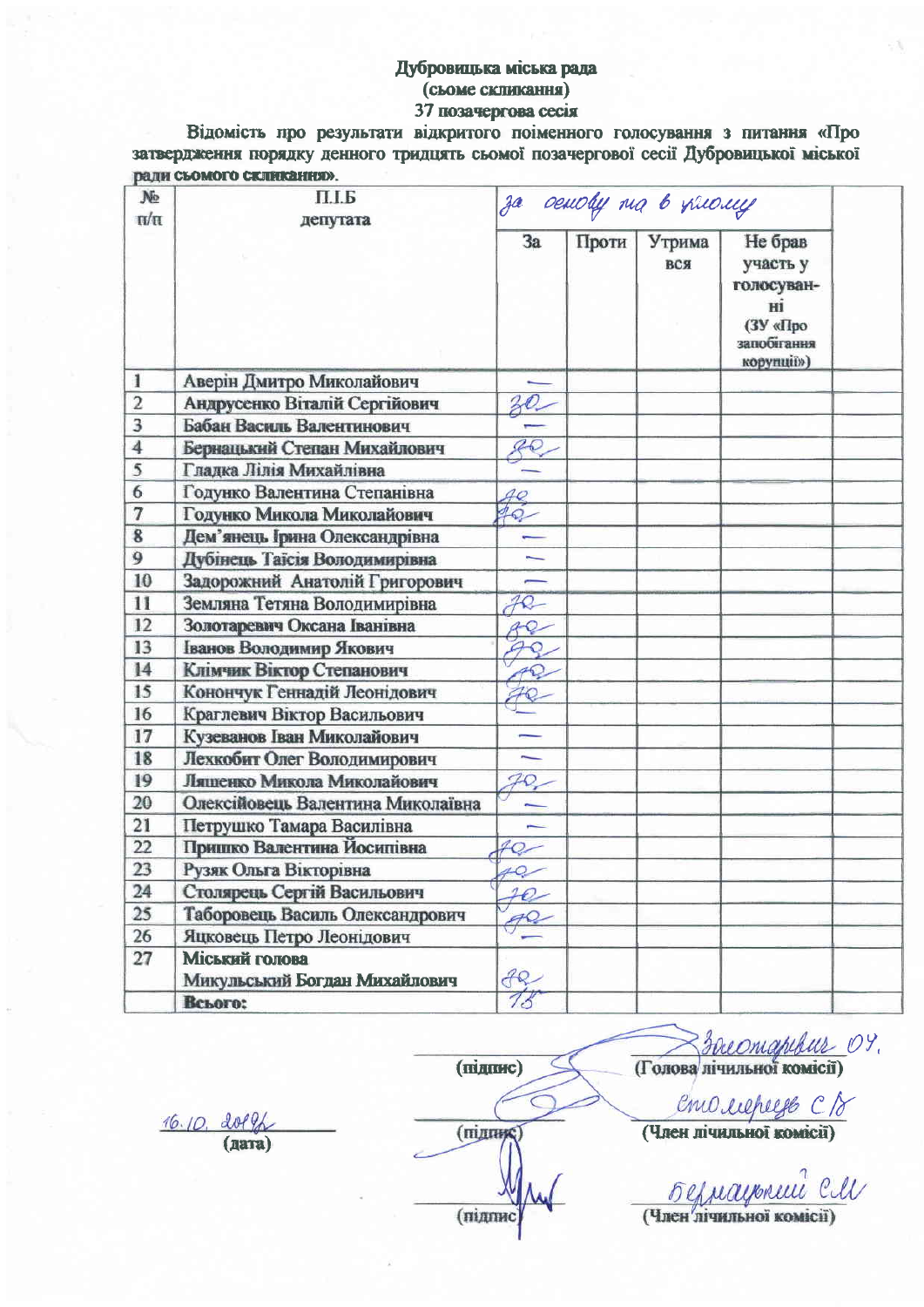**Дубровицька міська рада**
**(сьоме скликання)**
**37 позачергова сесія**

**Відомість про результати відкритого поіменного голосування з питання «Про затвердження порядку денного тридцять сьомої позачергової сесії Дубровицької міської ради сьомого скликання».**

| № п/п | П.І.Б депутата | За основу та в цілому | | | | |
|---|---|---|---|---|---|---|
| | | За | Проти | Утримався | Не брав участь у голосуванні (ЗУ «Про запобігання корупції») | |
| 1 | Аверін Дмитро Миколайович | — | | | | |
| 2 | Андрусенко Віталій Сергійович | за | | | | |
| 3 | Бабан Василь Валентинович | — | | | | |
| 4 | Бернацький Степан Михайлович | за | | | | |
| 5 | Гладка Лілія Михайлівна | — | | | | |
| 6 | Годунко Валентина Степанівна | за | | | | |
| 7 | Годунко Микола Миколайович | за | | | | |
| 8 | Дем'янець Ірина Олександрівна | — | | | | |
| 9 | Дубінець Таїсія Володимирівна | — | | | | |
| 10 | Задорожний Анатолій Григорович | — | | | | |
| 11 | Земляна Тетяна Володимирівна | за | | | | |
| 12 | Золотаревич Оксана Іванівна | за | | | | |
| 13 | Іванов Володимир Якович | за | | | | |
| 14 | Клімчик Віктор Степанович | за | | | | |
| 15 | Конончук Геннадій Леонідович | за | | | | |
| 16 | Краглевич Віктор Васильович | — | | | | |
| 17 | Кузеванов Іван Миколайович | — | | | | |
| 18 | Леккобит Олег Володимирович | — | | | | |
| 19 | Ляшенко Микола Миколайович | за | | | | |
| 20 | Олексійовець Валентина Миколаївна | — | | | | |
| 21 | Петрушко Тамара Василівна | — | | | | |
| 22 | Пришко Валентина Йосипівна | за | | | | |
| 23 | Рузяк Ольга Вікторівна | за | | | | |
| 24 | Столярець Сергій Васильович | за | | | | |
| 25 | Таборовець Василь Олександрович | за | | | | |
| 26 | Яцковець Петро Леонідович | — | | | | |
| 27 | Міський голова Микульський Богдан Михайлович | за | | | | |
| | **Всього:** | 15 | | | | |

16.10.2018
(дата)

(підпис) Золотаревич О.І.
(Голова лічильної комісії)

(підпис) Столярець С.В.
(Член лічильної комісії)

(підпис) Бернацький С.М.
(Член лічильної комісії)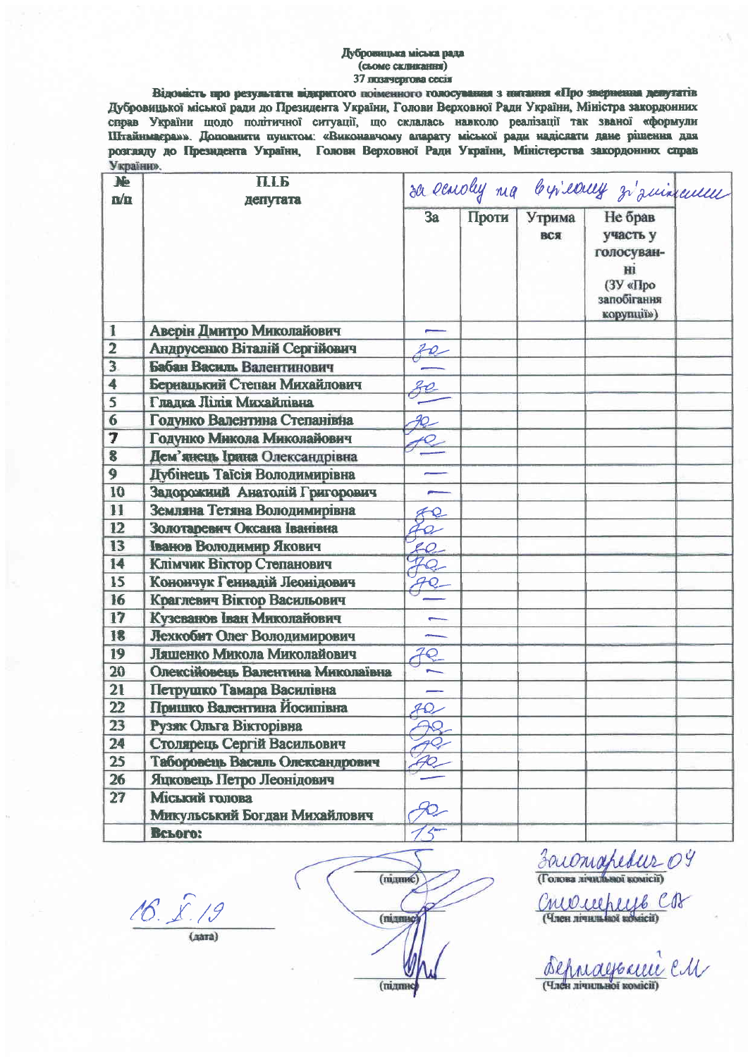Дубровицька міська рада
(сьоме скликання)
37 позачергова сесія

**Відомість про результати відкритого поіменного голосування з питання «Про звернення депутатів Дубровицької міської ради до Президента України, Голови Верховної Ради України, Міністра закордонних справ України щодо політичної ситуації, що склалась навколо реалізації так званої «формули Штайнмаєра»». Доповнити пунктом: «Виконавчому апарату міської ради надіслати дане рішення для розгляду до Президента України, Голови Верховної Ради України, Міністерства закордонних справ України».**

| № п/п | П.І.Б депутата | за основу та в цілому зі змінами | | | | |
|---|---|---|---|---|---|---|
| | | За | Проти | Утримався | Не брав участь у голосуванні (ЗУ «Про запобігання корупції») | |
| 1 | Аверін Дмитро Миколайович | — | | | | |
| 2 | Андрусенко Віталій Сергійович | за | | | | |
| 3 | Бабан Василь Валентинович | — | | | | |
| 4 | Бернацький Степан Михайлович | за | | | | |
| 5 | Гладка Лілія Михайлівна | — | | | | |
| 6 | Годунко Валентина Степанівна | за | | | | |
| 7 | Годунко Микола Миколайович | за | | | | |
| 8 | Дем'янець Ірина Олександрівна | — | | | | |
| 9 | Дубінець Таїсія Володимирівна | — | | | | |
| 10 | Задорожний Анатолій Григорович | — | | | | |
| 11 | Земляна Тетяна Володимирівна | за | | | | |
| 12 | Золотаревич Оксана Іванівна | за | | | | |
| 13 | Іванов Володимир Якович | за | | | | |
| 14 | Клімчик Віктор Степанович | за | | | | |
| 15 | Конончук Геннадій Леонідович | за | | | | |
| 16 | Краглевич Віктор Васильович | — | | | | |
| 17 | Кузеванов Іван Миколайович | — | | | | |
| 18 | Лехкобит Олег Володимирович | — | | | | |
| 19 | Ляшенко Микола Миколайович | за | | | | |
| 20 | Олексійовець Валентина Миколаївна | — | | | | |
| 21 | Петрушко Тамара Василівна | — | | | | |
| 22 | Пришко Валентина Йосипівна | за | | | | |
| 23 | Рузяк Ольга Вікторівна | за | | | | |
| 24 | Столярець Сергій Васильович | за | | | | |
| 25 | Таборовець Василь Олександрович | за | | | | |
| 26 | Яцковець Петро Леонідович | — | | | | |
| 27 | Міський голова Микульський Богдан Михайлович | за | | | | |
| | **Всього:** | 15 | | | | |

16. X. 19
(дата)

(підпис)

(підпис)

(підпис)

Золотаревич ОІ
(Голова лічильної комісії)

Столярець СВ
(Член лічильної комісії)

Бернацький СМ
(Член лічильної комісії)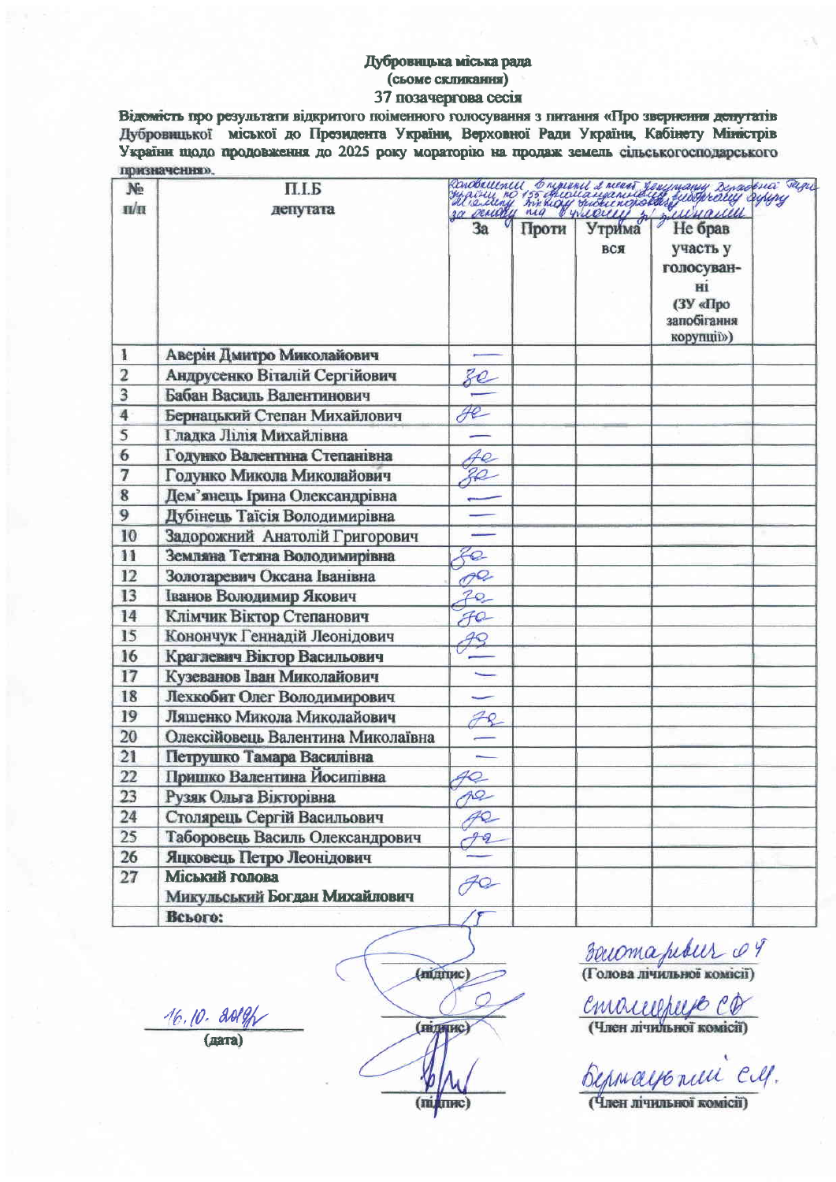**Дубровицька міська рада**
**(сьоме скликання)**
**37 позачергова сесія**

**Відомість про результати відкритого поіменного голосування з питання «Про звернення депутатів Дубровицької міської до Президента України, Верховної Ради України, Кабінету Міністрів України щодо продовження до 2025 року мораторію на продаж земель сільськогосподарського призначення».**

| № п/п | П.І.Б депутата | За | Проти | Утримався | Не брав участь у голосуванні (ЗУ «Про запобігання корупції») | |
|---|---|---|---|---|---|---|
| | | Доповнення в преамбулі 2 пункт "Враховуючи Закон Верховної Ради України № 155 Про дистанційний голосування..." за основу та в цілому зі змінами | | | | |
| 1 | Аверін Дмитро Миколайович | — | | | | |
| 2 | Андрусенко Віталій Сергійович | за | | | | |
| 3 | Бабан Василь Валентинович | — | | | | |
| 4 | Бернацький Степан Михайлович | за | | | | |
| 5 | Гладка Лілія Михайлівна | — | | | | |
| 6 | Годунко Валентина Степанівна | за | | | | |
| 7 | Годунко Микола Миколайович | за | | | | |
| 8 | Дем'янець Ірина Олександрівна | — | | | | |
| 9 | Дубінець Таїсія Володимирівна | — | | | | |
| 10 | Задорожний Анатолій Григорович | — | | | | |
| 11 | Земляна Тетяна Володимирівна | за | | | | |
| 12 | Золотаревич Оксана Іванівна | за | | | | |
| 13 | Іванов Володимир Якович | за | | | | |
| 14 | Клімчик Віктор Степанович | за | | | | |
| 15 | Конончук Геннадій Леонідович | за | | | | |
| 16 | Краглевич Віктор Васильович | — | | | | |
| 17 | Кузеванов Іван Миколайович | — | | | | |
| 18 | Леккобит Олег Володимирович | — | | | | |
| 19 | Ляшенко Микола Миколайович | за | | | | |
| 20 | Олексійовець Валентина Миколаївна | — | | | | |
| 21 | Петрушко Тамара Василівна | — | | | | |
| 22 | Пришко Валентина Йосипівна | за | | | | |
| 23 | Рузяк Ольга Вікторівна | за | | | | |
| 24 | Столярець Сергій Васильович | за | | | | |
| 25 | Таборовець Василь Олександрович | за | | | | |
| 26 | Яцковець Петро Леонідович | — | | | | |
| 27 | Міський голова Микульський Богдан Михайлович | за | | | | |
| | **Всього:** | 15 | | | | |

16.10.2019р.
(дата)

(підпис) Золотаревич О.І.
(Голова лічильної комісії)

(підпис) Столярець С.В.
(Член лічильної комісії)

(підпис) Бернацький С.М.
(Член лічильної комісії)